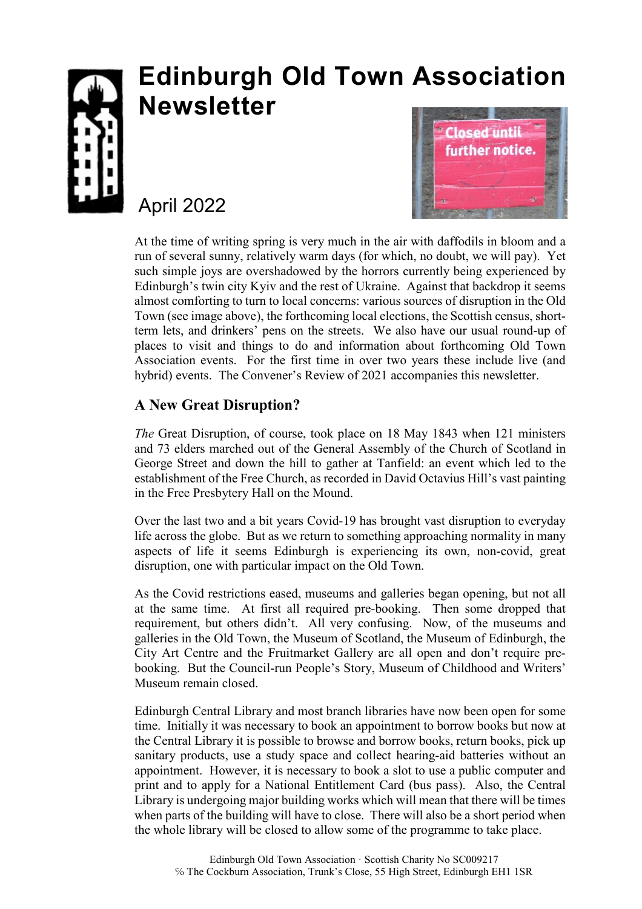# Edinburgh Old Town Association Newsletter

April 2022

At the time of writing spring is very much in the air with daffodils in bloom and a run of several sunny, relatively warm days (for which, no doubt, we will pay). Yet such simple joys are overshadowed by the horrors currently being experienced by Edinburgh's twin city Kyiv and the rest of Ukraine. Against that backdrop it seems almost comforting to turn to local concerns: various sources of disruption in the Old Town (see image above), the forthcoming local elections, the Scottish census, short-term lets, and drinkers' pens on the streets. We also have our usual round-up of places to visit and things to do and information about forthcoming Old Town Association events. For the first time in over two years these include live (and hybrid) events. The Convener's Review of 2021 accompanies this newsletter.

## A New Great Disruption?

*The* Great Disruption, of course, took place on 18 May 1843 when 121 ministers and 73 elders marched out of the General Assembly of the Church of Scotland in George Street and down the hill to gather at Tanfield: an event which led to the establishment of the Free Church, as recorded in David Octavius Hill's vast painting in the Free Presbytery Hall on the Mound.

Over the last two and a bit years Covid-19 has brought vast disruption to everyday life across the globe. But as we return to something approaching normality in many aspects of life it seems Edinburgh is experiencing its own, non-covid, great disruption, one with particular impact on the Old Town.

As the Covid restrictions eased, museums and galleries began opening, but not all at the same time. At first all required pre-booking. Then some dropped that requirement, but others didn't. All very confusing. Now, of the museums and galleries in the Old Town, the Museum of Scotland, the Museum of Edinburgh, the City Art Centre and the Fruitmarket Gallery are all open and don't require pre-booking. But the Council-run People's Story, Museum of Childhood and Writers' Museum remain closed.

Edinburgh Central Library and most branch libraries have now been open for some time. Initially it was necessary to book an appointment to borrow books but now at the Central Library it is possible to browse and borrow books, return books, pick up sanitary products, use a study space and collect hearing-aid batteries without an appointment. However, it is necessary to book a slot to use a public computer and print and to apply for a National Entitlement Card (bus pass). Also, the Central Library is undergoing major building works which will mean that there will be times when parts of the building will have to close. There will also be a short period when the whole library will be closed to allow some of the programme to take place.

Edinburgh Old Town Association · Scottish Charity No SC009217
℅ The Cockburn Association, Trunk's Close, 55 High Street, Edinburgh EH1 1SR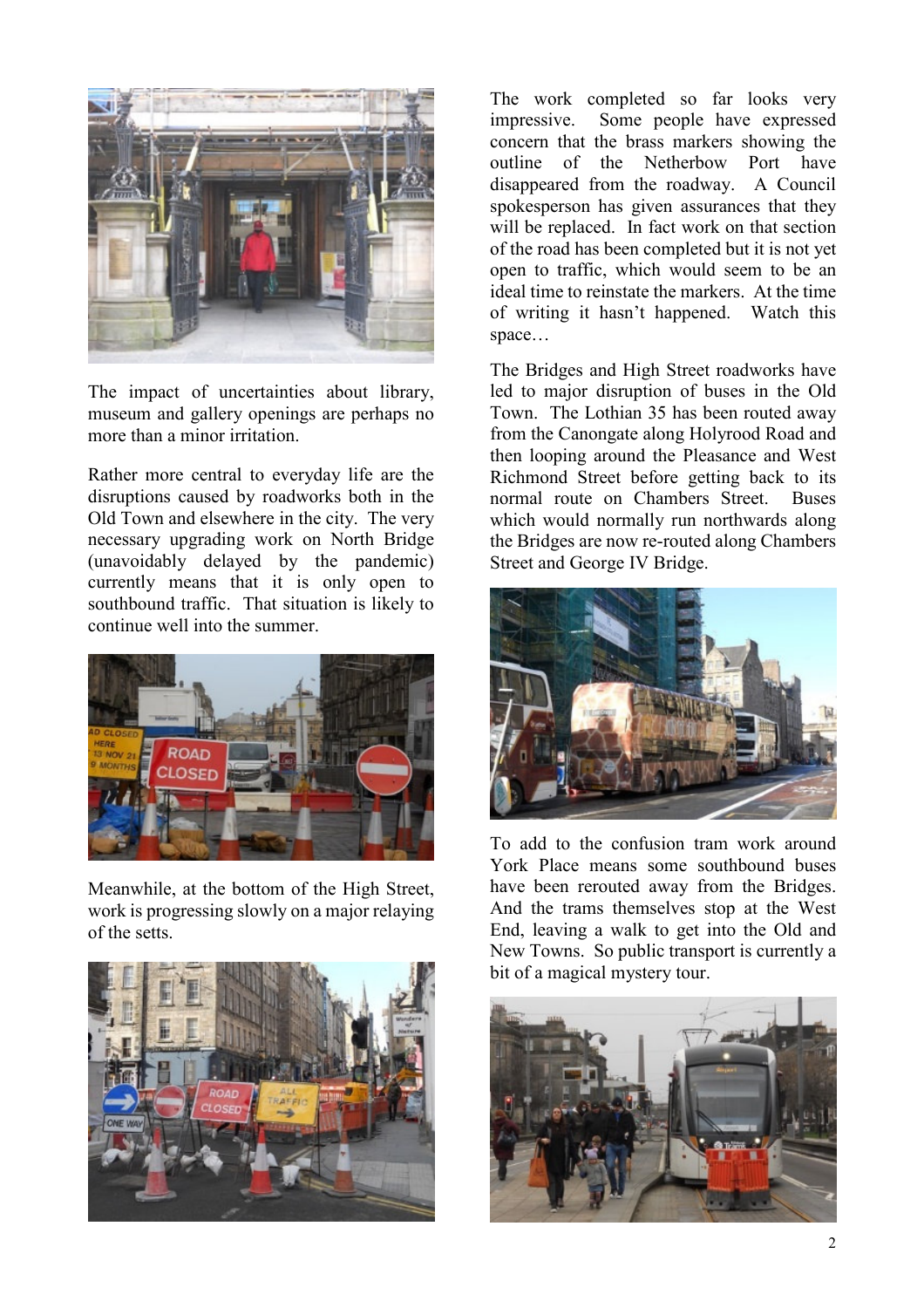The impact of uncertainties about library, museum and gallery openings are perhaps no more than a minor irritation.

Rather more central to everyday life are the disruptions caused by roadworks both in the Old Town and elsewhere in the city. The very necessary upgrading work on North Bridge (unavoidably delayed by the pandemic) currently means that it is only open to southbound traffic. That situation is likely to continue well into the summer.

Meanwhile, at the bottom of the High Street, work is progressing slowly on a major relaying of the setts.

The work completed so far looks very impressive. Some people have expressed concern that the brass markers showing the outline of the Netherbow Port have disappeared from the roadway. A Council spokesperson has given assurances that they will be replaced. In fact work on that section of the road has been completed but it is not yet open to traffic, which would seem to be an ideal time to reinstate the markers. At the time of writing it hasn't happened. Watch this space…

The Bridges and High Street roadworks have led to major disruption of buses in the Old Town. The Lothian 35 has been routed away from the Canongate along Holyrood Road and then looping around the Pleasance and West Richmond Street before getting back to its normal route on Chambers Street. Buses which would normally run northwards along the Bridges are now re-routed along Chambers Street and George IV Bridge.

To add to the confusion tram work around York Place means some southbound buses have been rerouted away from the Bridges. And the trams themselves stop at the West End, leaving a walk to get into the Old and New Towns. So public transport is currently a bit of a magical mystery tour.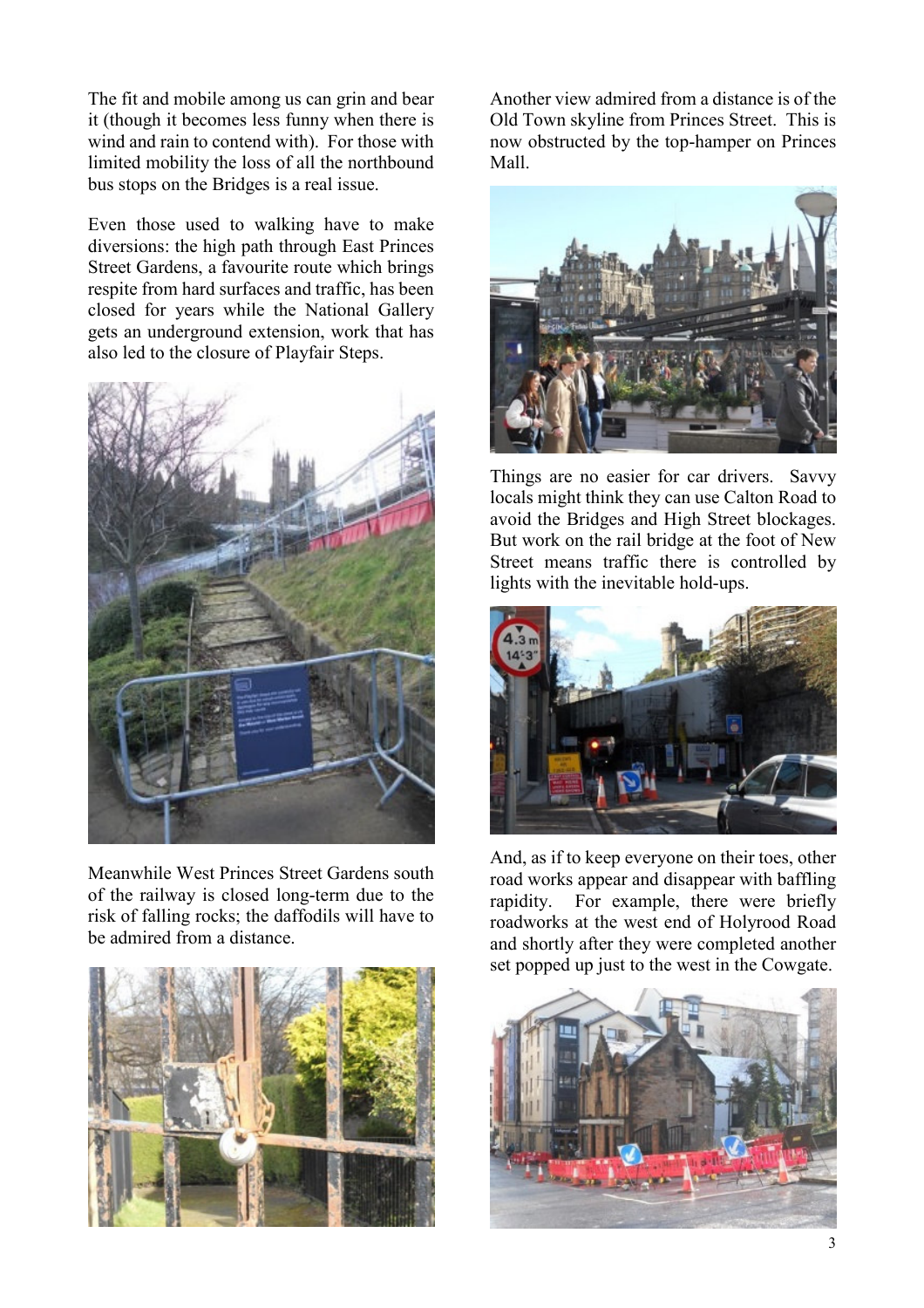The fit and mobile among us can grin and bear it (though it becomes less funny when there is wind and rain to contend with). For those with limited mobility the loss of all the northbound bus stops on the Bridges is a real issue.

Even those used to walking have to make diversions: the high path through East Princes Street Gardens, a favourite route which brings respite from hard surfaces and traffic, has been closed for years while the National Gallery gets an underground extension, work that has also led to the closure of Playfair Steps.

Meanwhile West Princes Street Gardens south of the railway is closed long-term due to the risk of falling rocks; the daffodils will have to be admired from a distance.

Another view admired from a distance is of the Old Town skyline from Princes Street. This is now obstructed by the top-hamper on Princes Mall.

Things are no easier for car drivers. Savvy locals might think they can use Calton Road to avoid the Bridges and High Street blockages. But work on the rail bridge at the foot of New Street means traffic there is controlled by lights with the inevitable hold-ups.

And, as if to keep everyone on their toes, other road works appear and disappear with baffling rapidity. For example, there were briefly roadworks at the west end of Holyrood Road and shortly after they were completed another set popped up just to the west in the Cowgate.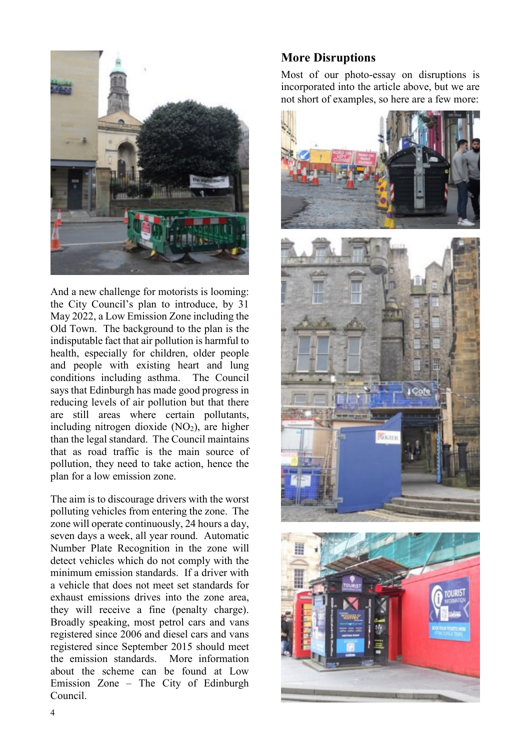And a new challenge for motorists is looming: the City Council's plan to introduce, by 31 May 2022, a Low Emission Zone including the Old Town. The background to the plan is the indisputable fact that air pollution is harmful to health, especially for children, older people and people with existing heart and lung conditions including asthma. The Council says that Edinburgh has made good progress in reducing levels of air pollution but that there are still areas where certain pollutants, including nitrogen dioxide ($NO_2$), are higher than the legal standard. The Council maintains that as road traffic is the main source of pollution, they need to take action, hence the plan for a low emission zone.

The aim is to discourage drivers with the worst polluting vehicles from entering the zone. The zone will operate continuously, 24 hours a day, seven days a week, all year round. Automatic Number Plate Recognition in the zone will detect vehicles which do not comply with the minimum emission standards. If a driver with a vehicle that does not meet set standards for exhaust emissions drives into the zone area, they will receive a fine (penalty charge). Broadly speaking, most petrol cars and vans registered since 2006 and diesel cars and vans registered since September 2015 should meet the emission standards. More information about the scheme can be found at Low Emission Zone – The City of Edinburgh Council.

## More Disruptions

Most of our photo-essay on disruptions is incorporated into the article above, but we are not short of examples, so here are a few more: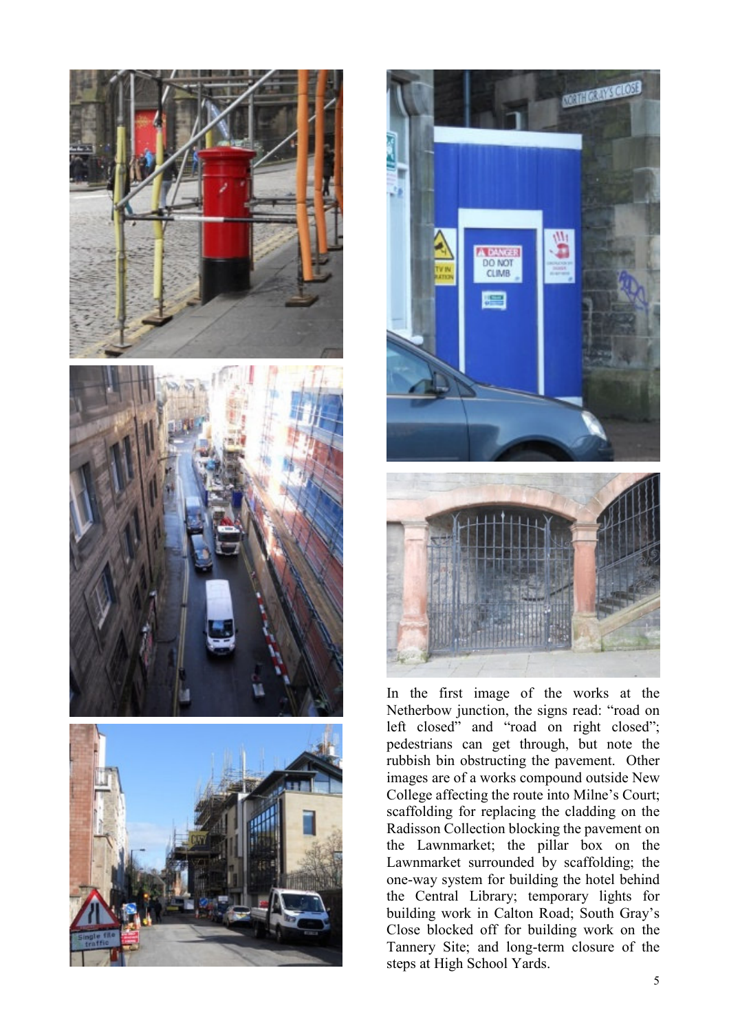In the first image of the works at the Netherbow junction, the signs read: "road on left closed" and "road on right closed"; pedestrians can get through, but note the rubbish bin obstructing the pavement. Other images are of a works compound outside New College affecting the route into Milne's Court; scaffolding for replacing the cladding on the Radisson Collection blocking the pavement on the Lawnmarket; the pillar box on the Lawnmarket surrounded by scaffolding; the one-way system for building the hotel behind the Central Library; temporary lights for building work in Calton Road; South Gray's Close blocked off for building work on the Tannery Site; and long-term closure of the steps at High School Yards.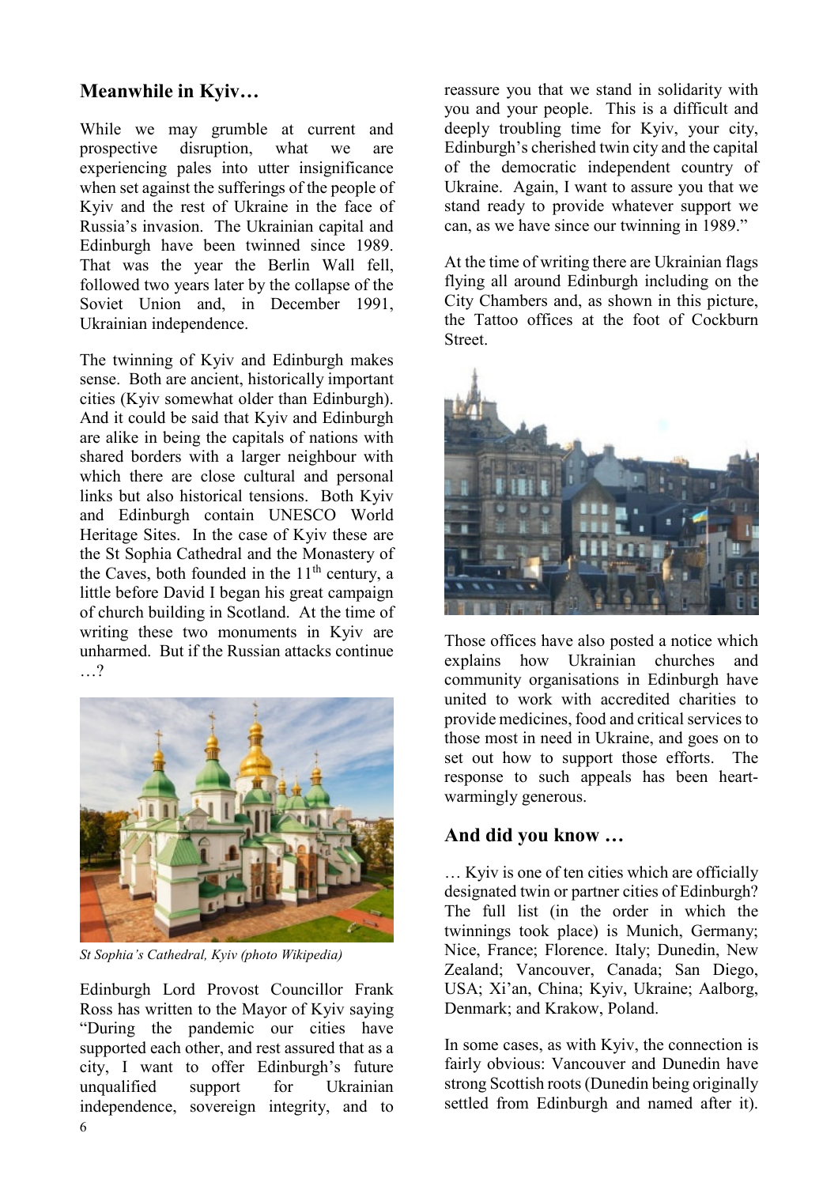## Meanwhile in Kyiv…

While we may grumble at current and prospective disruption, what we are experiencing pales into utter insignificance when set against the sufferings of the people of Kyiv and the rest of Ukraine in the face of Russia's invasion. The Ukrainian capital and Edinburgh have been twinned since 1989. That was the year the Berlin Wall fell, followed two years later by the collapse of the Soviet Union and, in December 1991, Ukrainian independence.

The twinning of Kyiv and Edinburgh makes sense. Both are ancient, historically important cities (Kyiv somewhat older than Edinburgh). And it could be said that Kyiv and Edinburgh are alike in being the capitals of nations with shared borders with a larger neighbour with which there are close cultural and personal links but also historical tensions. Both Kyiv and Edinburgh contain UNESCO World Heritage Sites. In the case of Kyiv these are the St Sophia Cathedral and the Monastery of the Caves, both founded in the 11th century, a little before David I began his great campaign of church building in Scotland. At the time of writing these two monuments in Kyiv are unharmed. But if the Russian attacks continue …?

*St Sophia's Cathedral, Kyiv (photo Wikipedia)*

Edinburgh Lord Provost Councillor Frank Ross has written to the Mayor of Kyiv saying "During the pandemic our cities have supported each other, and rest assured that as a city, I want to offer Edinburgh's future unqualified support for Ukrainian independence, sovereign integrity, and to reassure you that we stand in solidarity with you and your people. This is a difficult and deeply troubling time for Kyiv, your city, Edinburgh's cherished twin city and the capital of the democratic independent country of Ukraine. Again, I want to assure you that we stand ready to provide whatever support we can, as we have since our twinning in 1989."

At the time of writing there are Ukrainian flags flying all around Edinburgh including on the City Chambers and, as shown in this picture, the Tattoo offices at the foot of Cockburn Street.

Those offices have also posted a notice which explains how Ukrainian churches and community organisations in Edinburgh have united to work with accredited charities to provide medicines, food and critical services to those most in need in Ukraine, and goes on to set out how to support those efforts. The response to such appeals has been heart-warmingly generous.

## And did you know …

… Kyiv is one of ten cities which are officially designated twin or partner cities of Edinburgh? The full list (in the order in which the twinnings took place) is Munich, Germany; Nice, France; Florence. Italy; Dunedin, New Zealand; Vancouver, Canada; San Diego, USA; Xi'an, China; Kyiv, Ukraine; Aalborg, Denmark; and Krakow, Poland.

In some cases, as with Kyiv, the connection is fairly obvious: Vancouver and Dunedin have strong Scottish roots (Dunedin being originally settled from Edinburgh and named after it).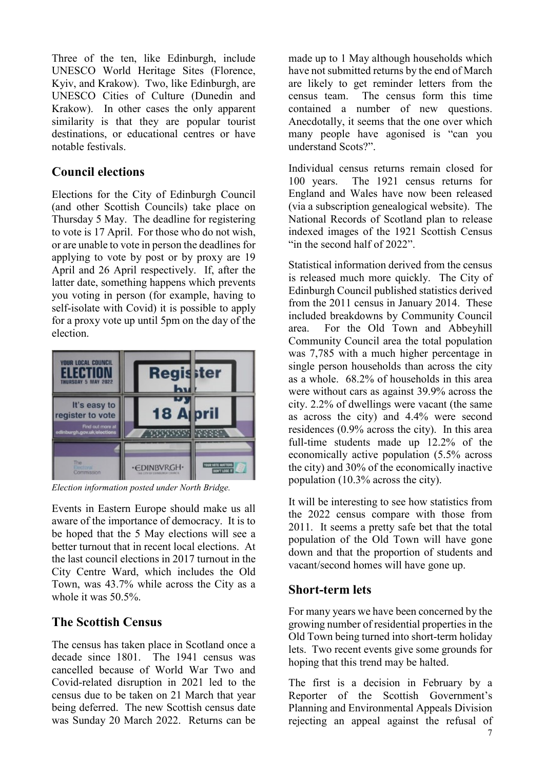Three of the ten, like Edinburgh, include UNESCO World Heritage Sites (Florence, Kyiv, and Krakow). Two, like Edinburgh, are UNESCO Cities of Culture (Dunedin and Krakow). In other cases the only apparent similarity is that they are popular tourist destinations, or educational centres or have notable festivals.

## Council elections

Elections for the City of Edinburgh Council (and other Scottish Councils) take place on Thursday 5 May. The deadline for registering to vote is 17 April. For those who do not wish, or are unable to vote in person the deadlines for applying to vote by post or by proxy are 19 April and 26 April respectively. If, after the latter date, something happens which prevents you voting in person (for example, having to self-isolate with Covid) it is possible to apply for a proxy vote up until 5pm on the day of the election.

*Election information posted under North Bridge.*

Events in Eastern Europe should make us all aware of the importance of democracy. It is to be hoped that the 5 May elections will see a better turnout that in recent local elections. At the last council elections in 2017 turnout in the City Centre Ward, which includes the Old Town, was 43.7% while across the City as a whole it was 50.5%.

## The Scottish Census

The census has taken place in Scotland once a decade since 1801. The 1941 census was cancelled because of World War Two and Covid-related disruption in 2021 led to the census due to be taken on 21 March that year being deferred. The new Scottish census date was Sunday 20 March 2022. Returns can be made up to 1 May although households which have not submitted returns by the end of March are likely to get reminder letters from the census team. The census form this time contained a number of new questions. Anecdotally, it seems that the one over which many people have agonised is "can you understand Scots?".

Individual census returns remain closed for 100 years. The 1921 census returns for England and Wales have now been released (via a subscription genealogical website). The National Records of Scotland plan to release indexed images of the 1921 Scottish Census "in the second half of 2022".

Statistical information derived from the census is released much more quickly. The City of Edinburgh Council published statistics derived from the 2011 census in January 2014. These included breakdowns by Community Council area. For the Old Town and Abbeyhill Community Council area the total population was 7,785 with a much higher percentage in single person households than across the city as a whole. 68.2% of households in this area were without cars as against 39.9% across the city. 2.2% of dwellings were vacant (the same as across the city) and 4.4% were second residences (0.9% across the city). In this area full-time students made up 12.2% of the economically active population (5.5% across the city) and 30% of the economically inactive population (10.3% across the city).

It will be interesting to see how statistics from the 2022 census compare with those from 2011. It seems a pretty safe bet that the total population of the Old Town will have gone down and that the proportion of students and vacant/second homes will have gone up.

## Short-term lets

For many years we have been concerned by the growing number of residential properties in the Old Town being turned into short-term holiday lets. Two recent events give some grounds for hoping that this trend may be halted.

The first is a decision in February by a Reporter of the Scottish Government's Planning and Environmental Appeals Division rejecting an appeal against the refusal of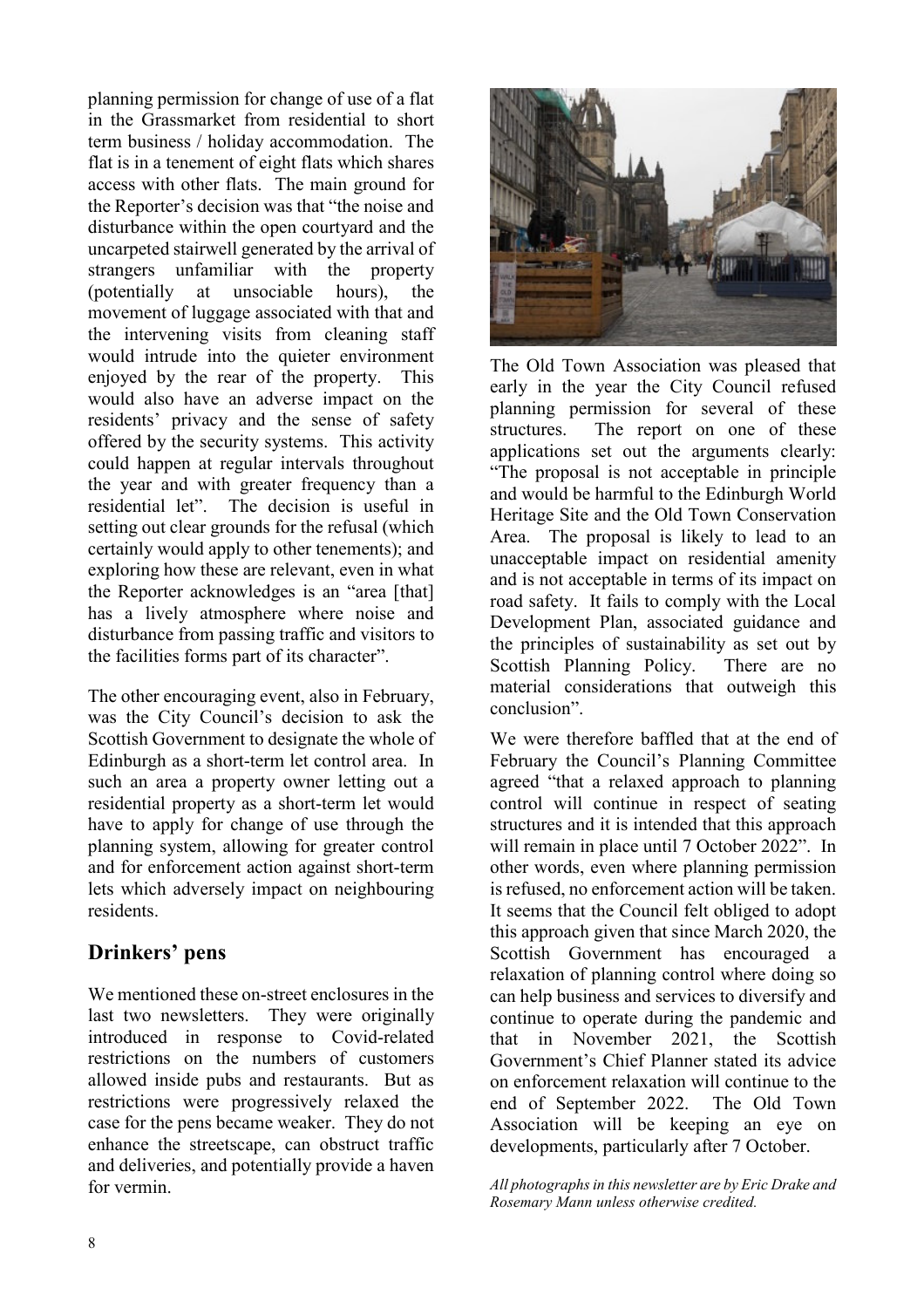planning permission for change of use of a flat in the Grassmarket from residential to short term business / holiday accommodation. The flat is in a tenement of eight flats which shares access with other flats. The main ground for the Reporter's decision was that "the noise and disturbance within the open courtyard and the uncarpeted stairwell generated by the arrival of strangers unfamiliar with the property (potentially at unsociable hours), the movement of luggage associated with that and the intervening visits from cleaning staff would intrude into the quieter environment enjoyed by the rear of the property. This would also have an adverse impact on the residents' privacy and the sense of safety offered by the security systems. This activity could happen at regular intervals throughout the year and with greater frequency than a residential let". The decision is useful in setting out clear grounds for the refusal (which certainly would apply to other tenements); and exploring how these are relevant, even in what the Reporter acknowledges is an "area [that] has a lively atmosphere where noise and disturbance from passing traffic and visitors to the facilities forms part of its character".

The other encouraging event, also in February, was the City Council's decision to ask the Scottish Government to designate the whole of Edinburgh as a short-term let control area. In such an area a property owner letting out a residential property as a short-term let would have to apply for change of use through the planning system, allowing for greater control and for enforcement action against short-term lets which adversely impact on neighbouring residents.

## Drinkers' pens

We mentioned these on-street enclosures in the last two newsletters. They were originally introduced in response to Covid-related restrictions on the numbers of customers allowed inside pubs and restaurants. But as restrictions were progressively relaxed the case for the pens became weaker. They do not enhance the streetscape, can obstruct traffic and deliveries, and potentially provide a haven for vermin.

The Old Town Association was pleased that early in the year the City Council refused planning permission for several of these structures. The report on one of these applications set out the arguments clearly: "The proposal is not acceptable in principle and would be harmful to the Edinburgh World Heritage Site and the Old Town Conservation Area. The proposal is likely to lead to an unacceptable impact on residential amenity and is not acceptable in terms of its impact on road safety. It fails to comply with the Local Development Plan, associated guidance and the principles of sustainability as set out by Scottish Planning Policy. There are no material considerations that outweigh this conclusion".

We were therefore baffled that at the end of February the Council's Planning Committee agreed "that a relaxed approach to planning control will continue in respect of seating structures and it is intended that this approach will remain in place until 7 October 2022". In other words, even where planning permission is refused, no enforcement action will be taken. It seems that the Council felt obliged to adopt this approach given that since March 2020, the Scottish Government has encouraged a relaxation of planning control where doing so can help business and services to diversify and continue to operate during the pandemic and that in November 2021, the Scottish Government's Chief Planner stated its advice on enforcement relaxation will continue to the end of September 2022. The Old Town Association will be keeping an eye on developments, particularly after 7 October.

*All photographs in this newsletter are by Eric Drake and Rosemary Mann unless otherwise credited.*